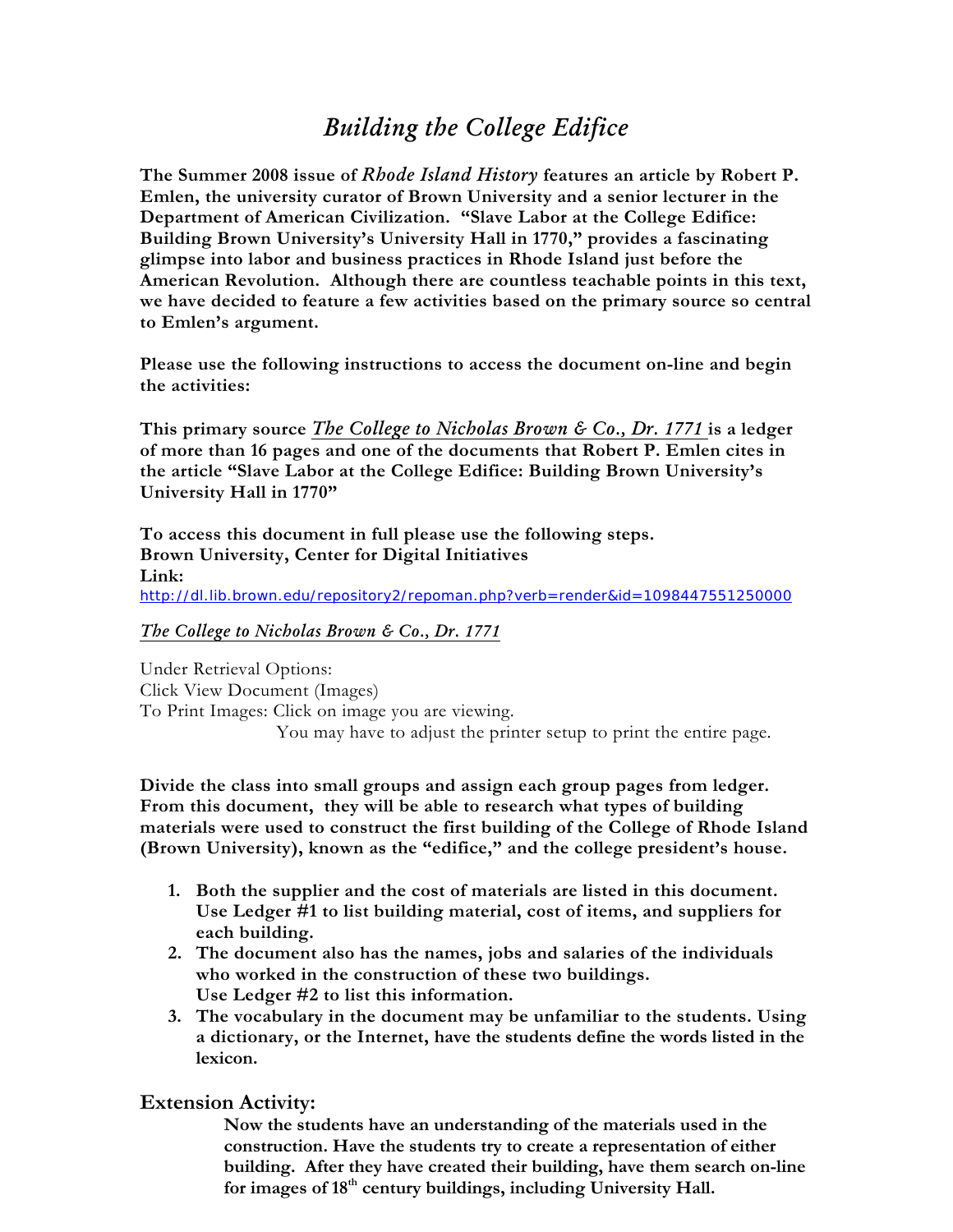# *Building the College Edifice*

**The Summer 2008 issue of *Rhode Island History* features an article by Robert P. Emlen, the university curator of Brown University and a senior lecturer in the Department of American Civilization. "Slave Labor at the College Edifice: Building Brown University's University Hall in 1770," provides a fascinating glimpse into labor and business practices in Rhode Island just before the American Revolution. Although there are countless teachable points in this text, we have decided to feature a few activities based on the primary source so central to Emlen's argument.**

**Please use the following instructions to access the document on-line and begin the activities:**

**This primary source *The College to Nicholas Brown & Co., Dr. 1771* is a ledger of more than 16 pages and one of the documents that Robert P. Emlen cites in the article "Slave Labor at the College Edifice: Building Brown University's University Hall in 1770"**

**To access this document in full please use the following steps.**
**Brown University, Center for Digital Initiatives**
**Link:**
http://dl.lib.brown.edu/repository2/repoman.php?verb=render&id=1098447551250000

*The College to Nicholas Brown & Co., Dr. 1771*

Under Retrieval Options:
Click View Document (Images)
To Print Images: Click on image you are viewing.
You may have to adjust the printer setup to print the entire page.

**Divide the class into small groups and assign each group pages from ledger. From this document, they will be able to research what types of building materials were used to construct the first building of the College of Rhode Island (Brown University), known as the "edifice," and the college president's house.**

1. **Both the supplier and the cost of materials are listed in this document. Use Ledger #1 to list building material, cost of items, and suppliers for each building.**
2. **The document also has the names, jobs and salaries of the individuals who worked in the construction of these two buildings. Use Ledger #2 to list this information.**
3. **The vocabulary in the document may be unfamiliar to the students. Using a dictionary, or the Internet, have the students define the words listed in the lexicon.**

## Extension Activity:

**Now the students have an understanding of the materials used in the construction. Have the students try to create a representation of either building. After they have created their building, have them search on-line for images of 18th century buildings, including University Hall.**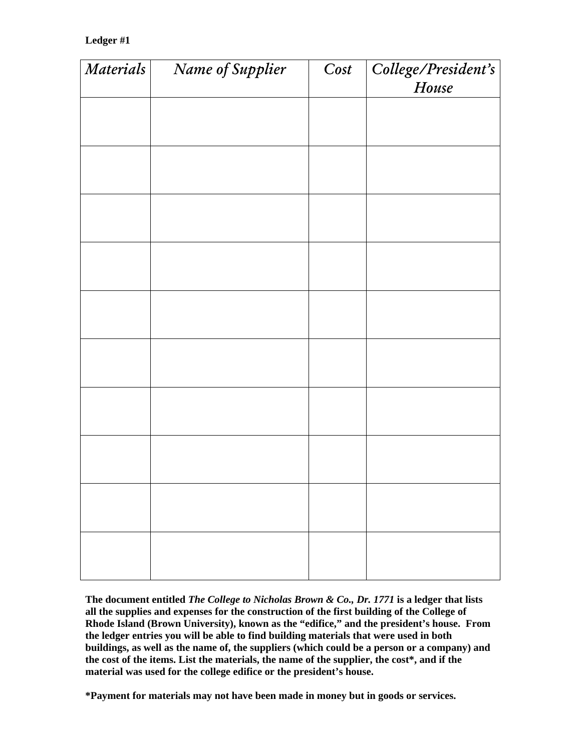**Ledger #1**

| *Materials* | *Name of Supplier* | *Cost* | *College/President's House* |
|---|---|---|---|
| | | | |
| | | | |
| | | | |
| | | | |
| | | | |
| | | | |
| | | | |
| | | | |
| | | | |
| | | | |

**The document entitled *The College to Nicholas Brown & Co., Dr. 1771* is a ledger that lists all the supplies and expenses for the construction of the first building of the College of Rhode Island (Brown University), known as the "edifice," and the president's house. From the ledger entries you will be able to find building materials that were used in both buildings, as well as the name of, the suppliers (which could be a person or a company) and the cost of the items. List the materials, the name of the supplier, the cost*, and if the material was used for the college edifice or the president's house.**

***Payment for materials may not have been made in money but in goods or services.**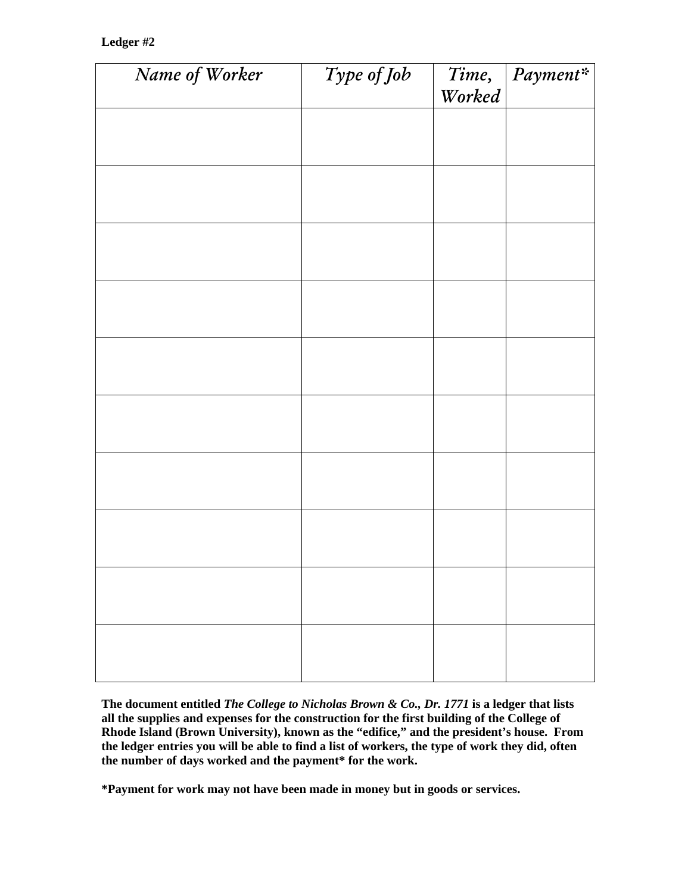**Ledger #2**

| *Name of Worker* | *Type of Job* | *Time, Worked* | *Payment** |
|---|---|---|---|
| | | | |
| | | | |
| | | | |
| | | | |
| | | | |
| | | | |
| | | | |
| | | | |
| | | | |
| | | | |

**The document entitled *The College to Nicholas Brown & Co., Dr. 1771* is a ledger that lists all the supplies and expenses for the construction for the first building of the College of Rhode Island (Brown University), known as the "edifice," and the president's house. From the ledger entries you will be able to find a list of workers, the type of work they did, often the number of days worked and the payment* for the work.**

***Payment for work may not have been made in money but in goods or services.**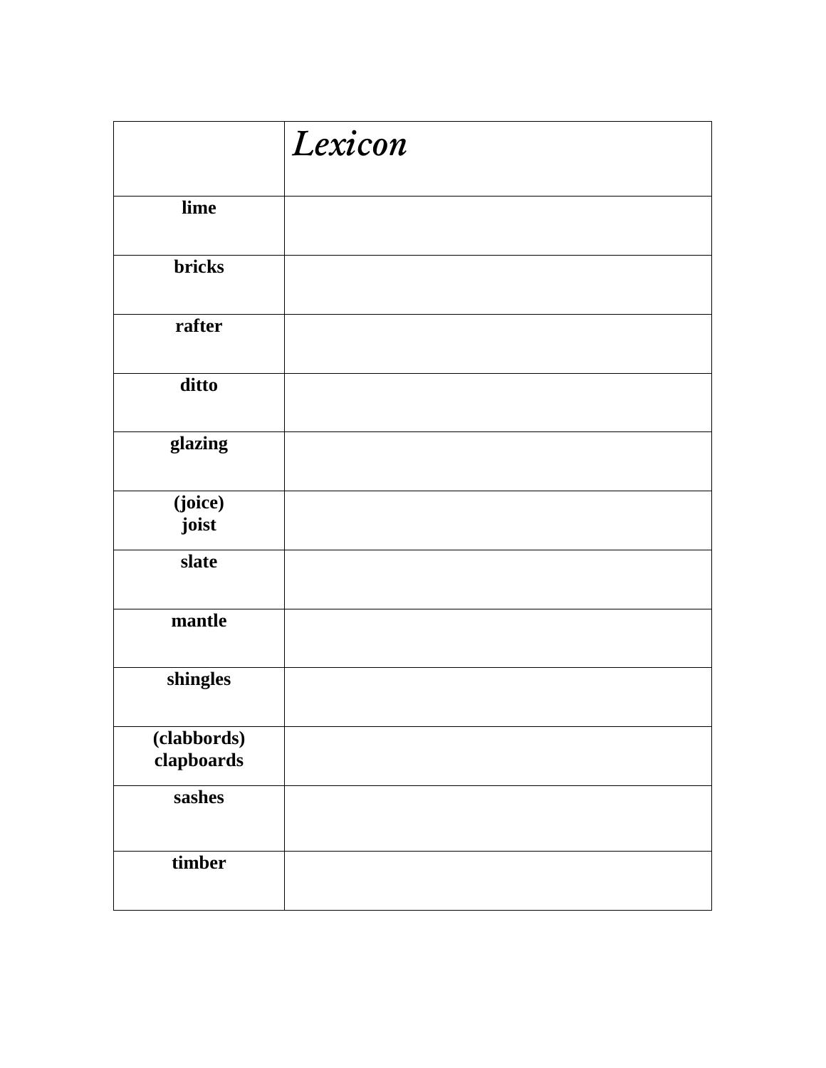| | *Lexicon* |
|---|---|
| **lime** | |
| **bricks** | |
| **rafter** | |
| **ditto** | |
| **glazing** | |
| **(joice) joist** | |
| **slate** | |
| **mantle** | |
| **shingles** | |
| **(clabbords) clapboards** | |
| **sashes** | |
| **timber** | |